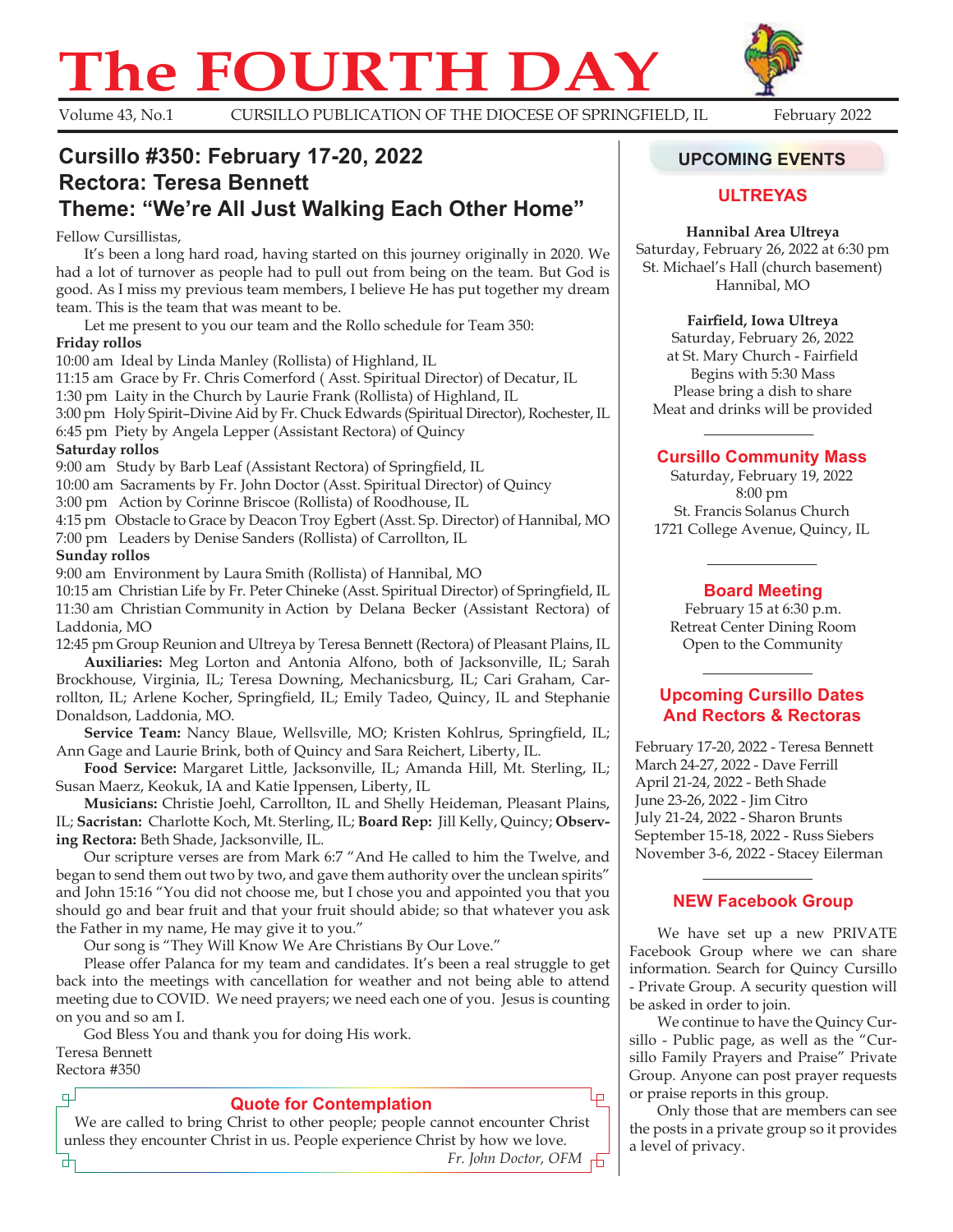# The FOURTH DAY

Volume 43, No.1 CURSILLO PUBLICATION OF THE DIOCESE OF SPRINGFIELD, IL February 2022

## Cursillo #350: February 17-20, 2022
## Rectora: Teresa Bennett
## Theme: "We're All Just Walking Each Other Home"

Fellow Cursillistas,

It's been a long hard road, having started on this journey originally in 2020. We had a lot of turnover as people had to pull out from being on the team. But God is good. As I miss my previous team members, I believe He has put together my dream team. This is the team that was meant to be.

Let me present to you our team and the Rollo schedule for Team 350:

**Friday rollos**

10:00 am Ideal by Linda Manley (Rollista) of Highland, IL
11:15 am Grace by Fr. Chris Comerford ( Asst. Spiritual Director) of Decatur, IL
1:30 pm Laity in the Church by Laurie Frank (Rollista) of Highland, IL
3:00 pm Holy Spirit–Divine Aid by Fr. Chuck Edwards (Spiritual Director), Rochester, IL
6:45 pm Piety by Angela Lepper (Assistant Rectora) of Quincy

**Saturday rollos**

9:00 am Study by Barb Leaf (Assistant Rectora) of Springfield, IL
10:00 am Sacraments by Fr. John Doctor (Asst. Spiritual Director) of Quincy
3:00 pm Action by Corinne Briscoe (Rollista) of Roodhouse, IL
4:15 pm Obstacle to Grace by Deacon Troy Egbert (Asst. Sp. Director) of Hannibal, MO
7:00 pm Leaders by Denise Sanders (Rollista) of Carrollton, IL

**Sunday rollos**

9:00 am Environment by Laura Smith (Rollista) of Hannibal, MO
10:15 am Christian Life by Fr. Peter Chineke (Asst. Spiritual Director) of Springfield, IL
11:30 am Christian Community in Action by Delana Becker (Assistant Rectora) of Laddonia, MO
12:45 pm Group Reunion and Ultreya by Teresa Bennett (Rectora) of Pleasant Plains, IL

**Auxiliaries:** Meg Lorton and Antonia Alfono, both of Jacksonville, IL; Sarah Brockhouse, Virginia, IL; Teresa Downing, Mechanicsburg, IL; Cari Graham, Carrollton, IL; Arlene Kocher, Springfield, IL; Emily Tadeo, Quincy, IL and Stephanie Donaldson, Laddonia, MO.

**Service Team:** Nancy Blaue, Wellsville, MO; Kristen Kohlrus, Springfield, IL; Ann Gage and Laurie Brink, both of Quincy and Sara Reichert, Liberty, IL.

**Food Service:** Margaret Little, Jacksonville, IL; Amanda Hill, Mt. Sterling, IL; Susan Maerz, Keokuk, IA and Katie Ippensen, Liberty, IL

**Musicians:** Christie Joehl, Carrollton, IL and Shelly Heideman, Pleasant Plains, IL; **Sacristan:** Charlotte Koch, Mt. Sterling, IL; **Board Rep:** Jill Kelly, Quincy; **Observing Rectora:** Beth Shade, Jacksonville, IL.

Our scripture verses are from Mark 6:7 "And He called to him the Twelve, and began to send them out two by two, and gave them authority over the unclean spirits" and John 15:16 "You did not choose me, but I chose you and appointed you that you should go and bear fruit and that your fruit should abide; so that whatever you ask the Father in my name, He may give it to you."

Our song is "They Will Know We Are Christians By Our Love."

Please offer Palanca for my team and candidates. It's been a real struggle to get back into the meetings with cancellation for weather and not being able to attend meeting due to COVID. We need prayers; we need each one of you. Jesus is counting on you and so am I.

God Bless You and thank you for doing His work.

Teresa Bennett
Rectora #350

### Quote for Contemplation

We are called to bring Christ to other people; people cannot encounter Christ unless they encounter Christ in us. People experience Christ by how we love.

*Fr. John Doctor, OFM*

## UPCOMING EVENTS

### ULTREYAS

**Hannibal Area Ultreya**
Saturday, February 26, 2022 at 6:30 pm
St. Michael's Hall (church basement)
Hannibal, MO

**Fairfield, Iowa Ultreya**
Saturday, February 26, 2022
at St. Mary Church - Fairfield
Begins with 5:30 Mass
Please bring a dish to share
Meat and drinks will be provided

### Cursillo Community Mass

Saturday, February 19, 2022
8:00 pm
St. Francis Solanus Church
1721 College Avenue, Quincy, IL

### Board Meeting

February 15 at 6:30 p.m.
Retreat Center Dining Room
Open to the Community

### Upcoming Cursillo Dates And Rectors & Rectoras

February 17-20, 2022 - Teresa Bennett
March 24-27, 2022 - Dave Ferrill
April 21-24, 2022 - Beth Shade
June 23-26, 2022 - Jim Citro
July 21-24, 2022 - Sharon Brunts
September 15-18, 2022 - Russ Siebers
November 3-6, 2022 - Stacey Eilerman

### NEW Facebook Group

We have set up a new PRIVATE Facebook Group where we can share information. Search for Quincy Cursillo - Private Group. A security question will be asked in order to join.

We continue to have the Quincy Cursillo - Public page, as well as the "Cursillo Family Prayers and Praise" Private Group. Anyone can post prayer requests or praise reports in this group.

Only those that are members can see the posts in a private group so it provides a level of privacy.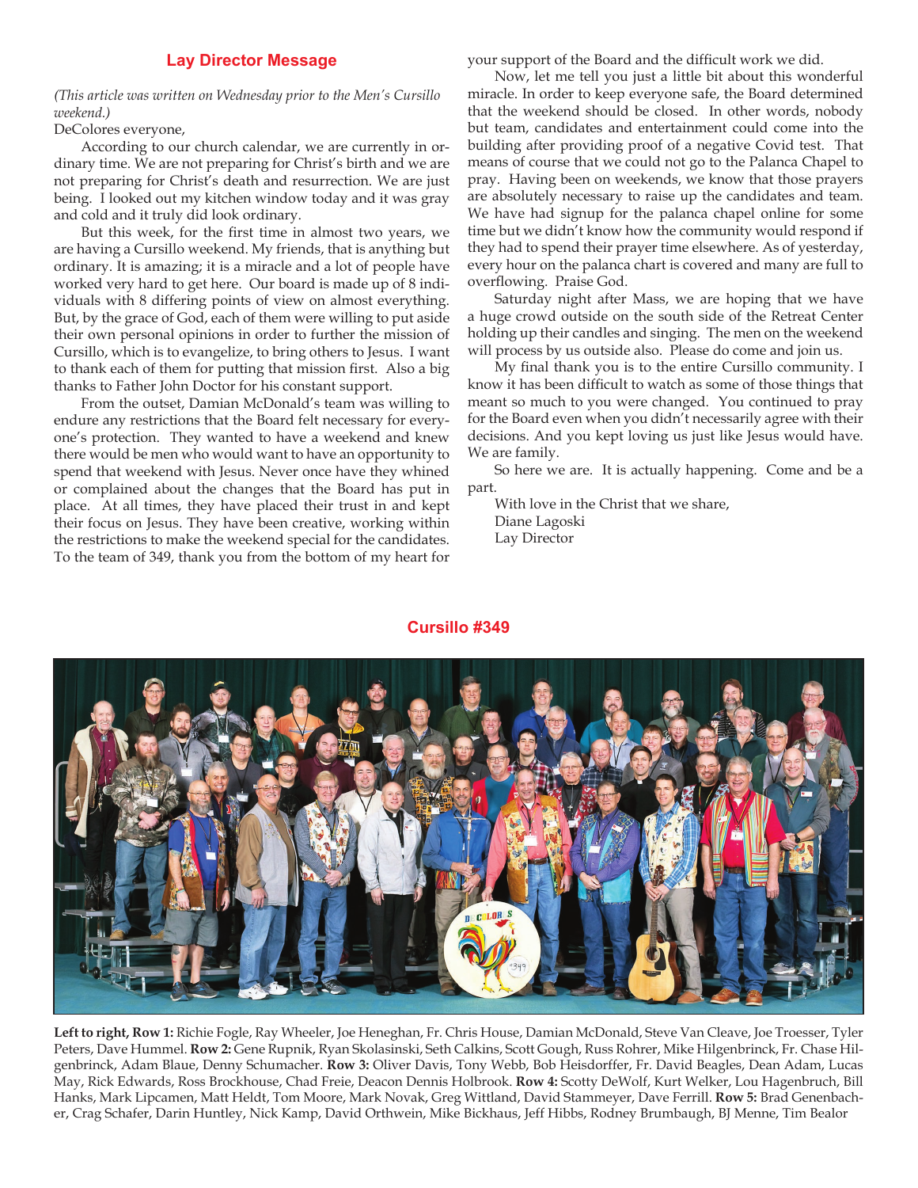## Lay Director Message

*(This article was written on Wednesday prior to the Men's Cursillo weekend.)*

DeColores everyone,

According to our church calendar, we are currently in ordinary time. We are not preparing for Christ's birth and we are not preparing for Christ's death and resurrection. We are just being. I looked out my kitchen window today and it was gray and cold and it truly did look ordinary.

But this week, for the first time in almost two years, we are having a Cursillo weekend. My friends, that is anything but ordinary. It is amazing; it is a miracle and a lot of people have worked very hard to get here. Our board is made up of 8 individuals with 8 differing points of view on almost everything. But, by the grace of God, each of them were willing to put aside their own personal opinions in order to further the mission of Cursillo, which is to evangelize, to bring others to Jesus. I want to thank each of them for putting that mission first. Also a big thanks to Father John Doctor for his constant support.

From the outset, Damian McDonald's team was willing to endure any restrictions that the Board felt necessary for everyone's protection. They wanted to have a weekend and knew there would be men who would want to have an opportunity to spend that weekend with Jesus. Never once have they whined or complained about the changes that the Board has put in place. At all times, they have placed their trust in and kept their focus on Jesus. They have been creative, working within the restrictions to make the weekend special for the candidates. To the team of 349, thank you from the bottom of my heart for your support of the Board and the difficult work we did.

Now, let me tell you just a little bit about this wonderful miracle. In order to keep everyone safe, the Board determined that the weekend should be closed. In other words, nobody but team, candidates and entertainment could come into the building after providing proof of a negative Covid test. That means of course that we could not go to the Palanca Chapel to pray. Having been on weekends, we know that those prayers are absolutely necessary to raise up the candidates and team. We have had signup for the palanca chapel online for some time but we didn't know how the community would respond if they had to spend their prayer time elsewhere. As of yesterday, every hour on the palanca chart is covered and many are full to overflowing. Praise God.

Saturday night after Mass, we are hoping that we have a huge crowd outside on the south side of the Retreat Center holding up their candles and singing. The men on the weekend will process by us outside also. Please do come and join us.

My final thank you is to the entire Cursillo community. I know it has been difficult to watch as some of those things that meant so much to you were changed. You continued to pray for the Board even when you didn't necessarily agree with their decisions. And you kept loving us just like Jesus would have. We are family.

So here we are. It is actually happening. Come and be a part.

With love in the Christ that we share,
Diane Lagoski
Lay Director

## Cursillo #349

**Left to right, Row 1:** Richie Fogle, Ray Wheeler, Joe Heneghan, Fr. Chris House, Damian McDonald, Steve Van Cleave, Joe Troesser, Tyler Peters, Dave Hummel. **Row 2:** Gene Rupnik, Ryan Skolasinski, Seth Calkins, Scott Gough, Russ Rohrer, Mike Hilgenbrinck, Fr. Chase Hilgenbrinck, Adam Blaue, Denny Schumacher. **Row 3:** Oliver Davis, Tony Webb, Bob Heisdorffer, Fr. David Beagles, Dean Adam, Lucas May, Rick Edwards, Ross Brockhouse, Chad Freie, Deacon Dennis Holbrook. **Row 4:** Scotty DeWolf, Kurt Welker, Lou Hagenbruch, Bill Hanks, Mark Lipcamen, Matt Heldt, Tom Moore, Mark Novak, Greg Wittland, David Stammeyer, Dave Ferrill. **Row 5:** Brad Genenbacher, Crag Schafer, Darin Huntley, Nick Kamp, David Orthwein, Mike Bickhaus, Jeff Hibbs, Rodney Brumbaugh, BJ Menne, Tim Bealor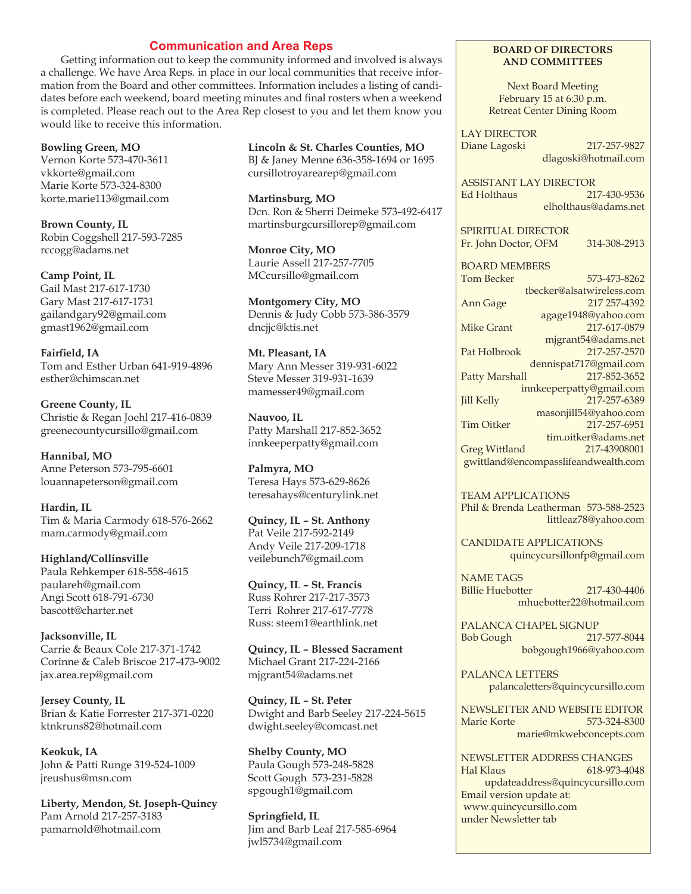## Communication and Area Reps

Getting information out to keep the community informed and involved is always a challenge. We have Area Reps. in place in our local communities that receive information from the Board and other committees. Information includes a listing of candidates before each weekend, board meeting minutes and final rosters when a weekend is completed. Please reach out to the Area Rep closest to you and let them know you would like to receive this information.

**Bowling Green, MO**
Vernon Korte 573-470-3611
vkkorte@gmail.com
Marie Korte 573-324-8300
korte.marie113@gmail.com

**Brown County, IL**
Robin Coggshell 217-593-7285
rccogg@adams.net

**Camp Point, IL**
Gail Mast 217-617-1730
Gary Mast 217-617-1731
gailandgary92@gmail.com
gmast1962@gmail.com

**Fairfield, IA**
Tom and Esther Urban 641-919-4896
esther@chimscan.net

**Greene County, IL**
Christie & Regan Joehl 217-416-0839
greenecountycursillo@gmail.com

**Hannibal, MO**
Anne Peterson 573-795-6601
louannapeterson@gmail.com

**Hardin, IL**
Tim & Maria Carmody 618-576-2662
mam.carmody@gmail.com

**Highland/Collinsville**
Paula Rehkemper 618-558-4615
paulareh@gmail.com
Angi Scott 618-791-6730
bascott@charter.net

**Jacksonville, IL**
Carrie & Beaux Cole 217-371-1742
Corinne & Caleb Briscoe 217-473-9002
jax.area.rep@gmail.com

**Jersey County, IL**
Brian & Katie Forrester 217-371-0220
ktnkruns82@hotmail.com

**Keokuk, IA**
John & Patti Runge 319-524-1009
jreushus@msn.com

**Liberty, Mendon, St. Joseph-Quincy**
Pam Arnold 217-257-3183
pamarnold@hotmail.com

**Lincoln & St. Charles Counties, MO**
BJ & Janey Menne 636-358-1694 or 1695
cursillotroyarearep@gmail.com

**Martinsburg, MO**
Dcn. Ron & Sherri Deimeke 573-492-6417
martinsburgcursillorep@gmail.com

**Monroe City, MO**
Laurie Assell 217-257-7705
MCcursillo@gmail.com

**Montgomery City, MO**
Dennis & Judy Cobb 573-386-3579
dncjjc@ktis.net

**Mt. Pleasant, IA**
Mary Ann Messer 319-931-6022
Steve Messer 319-931-1639
mamesser49@gmail.com

**Nauvoo, IL**
Patty Marshall 217-852-3652
innkeeperpatty@gmail.com

**Palmyra, MO**
Teresa Hays 573-629-8626
teresahays@centurylink.net

**Quincy, IL – St. Anthony**
Pat Veile 217-592-2149
Andy Veile 217-209-1718
veilebunch7@gmail.com

**Quincy, IL – St. Francis**
Russ Rohrer 217-217-3573
Terri Rohrer 217-617-7778
Russ: steem1@earthlink.net

**Quincy, IL – Blessed Sacrament**
Michael Grant 217-224-2166
mjgrant54@adams.net

**Quincy, IL – St. Peter**
Dwight and Barb Seeley 217-224-5615
dwight.seeley@comcast.net

**Shelby County, MO**
Paula Gough 573-248-5828
Scott Gough 573-231-5828
spgough1@gmail.com

**Springfield, IL**
Jim and Barb Leaf 217-585-6964
jwl5734@gmail.com

**BOARD OF DIRECTORS AND COMMITTEES**

Next Board Meeting
February 15 at 6:30 p.m.
Retreat Center Dining Room

LAY DIRECTOR
Diane Lagoski 217-257-9827
dlagoski@hotmail.com

ASSISTANT LAY DIRECTOR
Ed Holthaus 217-430-9536
elholthaus@adams.net

SPIRITUAL DIRECTOR
Fr. John Doctor, OFM 314-308-2913

BOARD MEMBERS
Tom Becker 573-473-8262
tbecker@alsatwireless.com
Ann Gage 217 257-4392
agage1948@yahoo.com
Mike Grant 217-617-0879
mjgrant54@adams.net
Pat Holbrook 217-257-2570
dennispat717@gmail.com
Patty Marshall 217-852-3652
innkeeperpatty@gmail.com
Jill Kelly 217-257-6389
masonjill54@yahoo.com
Tim Oitker 217-257-6951
tim.oitker@adams.net
Greg Wittland 217-43908001
gwittland@encompasslifeandwealth.com

TEAM APPLICATIONS
Phil & Brenda Leatherman 573-588-2523
littleaz78@yahoo.com

CANDIDATE APPLICATIONS
quincycursillonfp@gmail.com

NAME TAGS
Billie Huebotter 217-430-4406
mhuebotter22@hotmail.com

PALANCA CHAPEL SIGNUP
Bob Gough 217-577-8044
bobgough1966@yahoo.com

PALANCA LETTERS
palancaletters@quincycursillo.com

NEWSLETTER AND WEBSITE EDITOR
Marie Korte 573-324-8300
marie@mkwebconcepts.com

NEWSLETTER ADDRESS CHANGES
Hal Klaus 618-973-4048
updateaddress@quincycursillo.com
Email version update at:
www.quincycursillo.com
under Newsletter tab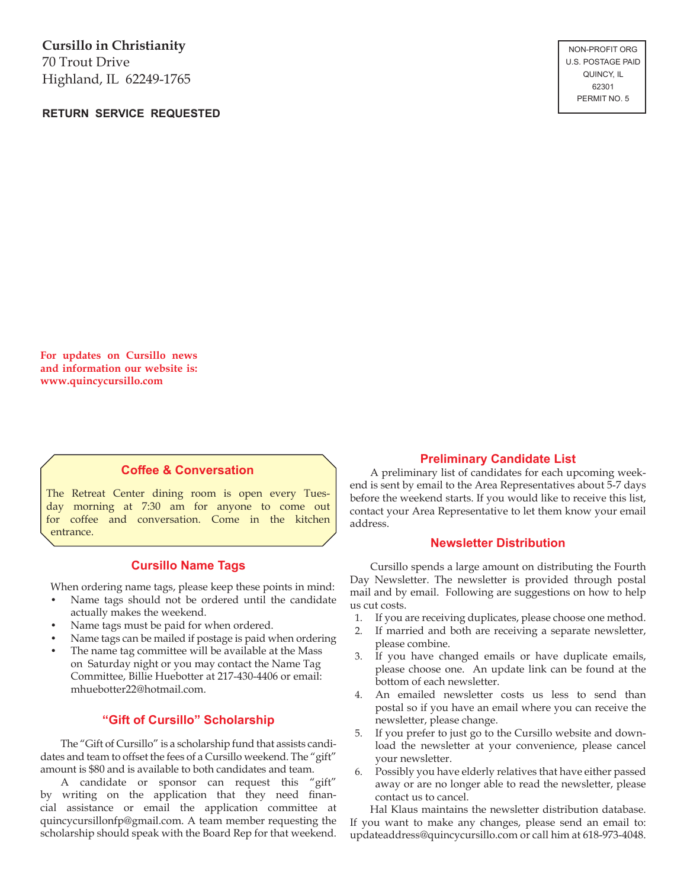**Cursillo in Christianity**
70 Trout Drive
Highland, IL 62249-1765

**RETURN SERVICE REQUESTED**

NON-PROFIT ORG
U.S. POSTAGE PAID
QUINCY, IL
62301
PERMIT NO. 5

**For updates on Cursillo news and information our website is: www.quincycursillo.com**

## Coffee & Conversation

The Retreat Center dining room is open every Tuesday morning at 7:30 am for anyone to come out for coffee and conversation. Come in the kitchen entrance.

## Cursillo Name Tags

When ordering name tags, please keep these points in mind:

- Name tags should not be ordered until the candidate actually makes the weekend.
- Name tags must be paid for when ordered.
- Name tags can be mailed if postage is paid when ordering
- The name tag committee will be available at the Mass on Saturday night or you may contact the Name Tag Committee, Billie Huebotter at 217-430-4406 or email: mhuebotter22@hotmail.com.

## "Gift of Cursillo" Scholarship

The "Gift of Cursillo" is a scholarship fund that assists candidates and team to offset the fees of a Cursillo weekend. The "gift" amount is $80 and is available to both candidates and team.

A candidate or sponsor can request this "gift" by writing on the application that they need financial assistance or email the application committee at quincycursillonfp@gmail.com. A team member requesting the scholarship should speak with the Board Rep for that weekend.

## Preliminary Candidate List

A preliminary list of candidates for each upcoming weekend is sent by email to the Area Representatives about 5-7 days before the weekend starts. If you would like to receive this list, contact your Area Representative to let them know your email address.

## Newsletter Distribution

Cursillo spends a large amount on distributing the Fourth Day Newsletter. The newsletter is provided through postal mail and by email. Following are suggestions on how to help us cut costs.

1. If you are receiving duplicates, please choose one method.
2. If married and both are receiving a separate newsletter, please combine.
3. If you have changed emails or have duplicate emails, please choose one. An update link can be found at the bottom of each newsletter.
4. An emailed newsletter costs us less to send than postal so if you have an email where you can receive the newsletter, please change.
5. If you prefer to just go to the Cursillo website and download the newsletter at your convenience, please cancel your newsletter.
6. Possibly you have elderly relatives that have either passed away or are no longer able to read the newsletter, please contact us to cancel.

Hal Klaus maintains the newsletter distribution database. If you want to make any changes, please send an email to: updateaddress@quincycursillo.com or call him at 618-973-4048.